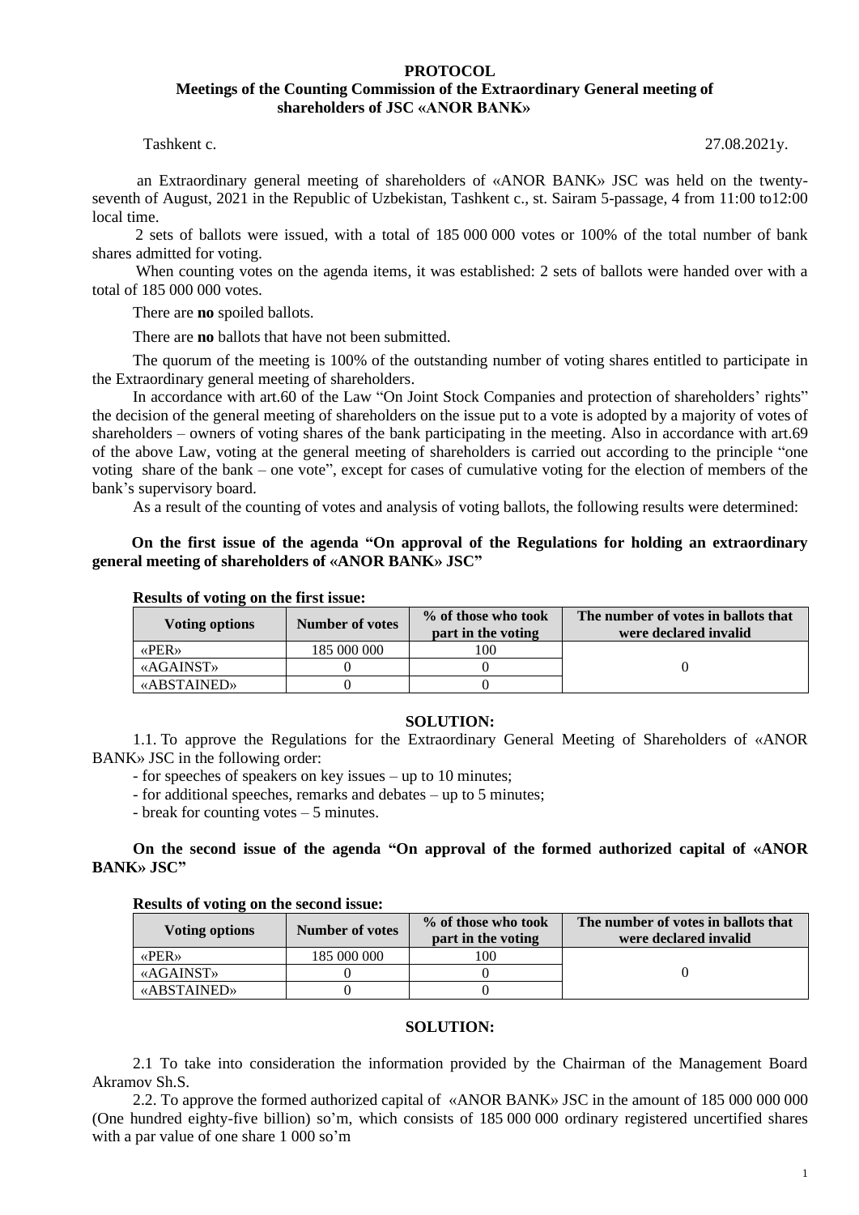**PROTOCOL**
**Meetings of the Counting Commission of the Extraordinary General meeting of shareholders of JSC «ANOR BANK»**

Tashkent c. 27.08.2021y.

an Extraordinary general meeting of shareholders of «ANOR BANK» JSC was held on the twenty-seventh of August, 2021 in the Republic of Uzbekistan, Tashkent c., st. Sairam 5-passage, 4 from 11:00 to12:00 local time.

2 sets of ballots were issued, with a total of 185 000 000 votes or 100% of the total number of bank shares admitted for voting.

When counting votes on the agenda items, it was established: 2 sets of ballots were handed over with a total of 185 000 000 votes.

There are **no** spoiled ballots.

There are **no** ballots that have not been submitted.

The quorum of the meeting is 100% of the outstanding number of voting shares entitled to participate in the Extraordinary general meeting of shareholders.

In accordance with art.60 of the Law "On Joint Stock Companies and protection of shareholders' rights" the decision of the general meeting of shareholders on the issue put to a vote is adopted by a majority of votes of shareholders – owners of voting shares of the bank participating in the meeting. Also in accordance with art.69 of the above Law, voting at the general meeting of shareholders is carried out according to the principle "one voting share of the bank – one vote", except for cases of cumulative voting for the election of members of the bank's supervisory board.

As a result of the counting of votes and analysis of voting ballots, the following results were determined:

**On the first issue of the agenda "On approval of the Regulations for holding an extraordinary general meeting of shareholders of «ANOR BANK» JSC"**

**Results of voting on the first issue:**

| Voting options | Number of votes | % of those who took part in the voting | The number of votes in ballots that were declared invalid |
|---|---|---|---|
| «PER» | 185 000 000 | 100 | 0 |
| «AGAINST» | 0 | 0 | |
| «ABSTAINED» | 0 | 0 | |

**SOLUTION:**

1.1. To approve the Regulations for the Extraordinary General Meeting of Shareholders of «ANOR BANK» JSC in the following order:

- for speeches of speakers on key issues – up to 10 minutes;
- for additional speeches, remarks and debates – up to 5 minutes;
- break for counting votes – 5 minutes.

**On the second issue of the agenda "On approval of the formed authorized capital of «ANOR BANK» JSC"**

**Results of voting on the second issue:**

| Voting options | Number of votes | % of those who took part in the voting | The number of votes in ballots that were declared invalid |
|---|---|---|---|
| «PER» | 185 000 000 | 100 | 0 |
| «AGAINST» | 0 | 0 | |
| «ABSTAINED» | 0 | 0 | |

**SOLUTION:**

2.1 To take into consideration the information provided by the Chairman of the Management Board Akramov Sh.S.

2.2. To approve the formed authorized capital of «ANOR BANK» JSC in the amount of 185 000 000 000 (One hundred eighty-five billion) so'm, which consists of 185 000 000 ordinary registered uncertified shares with a par value of one share 1 000 so'm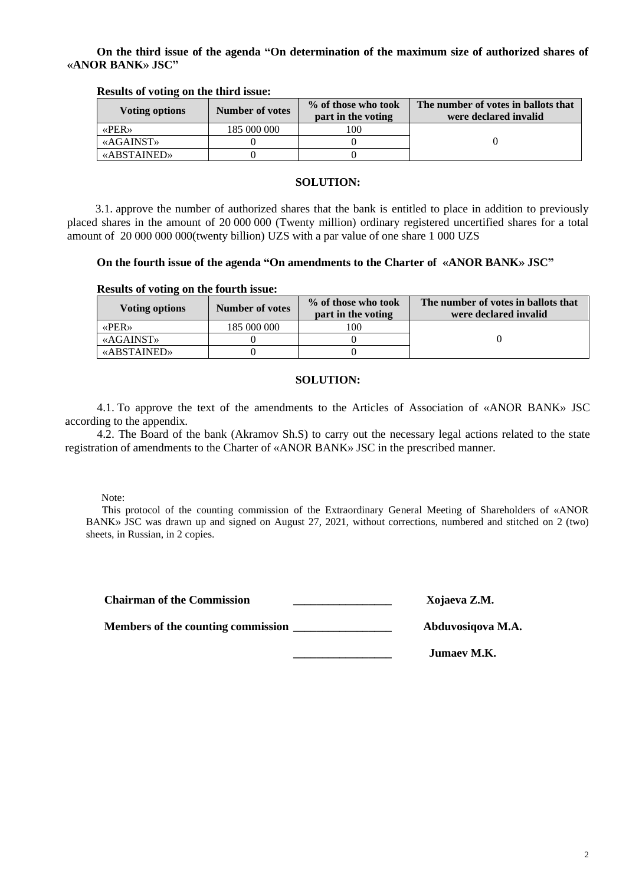**On the third issue of the agenda "On determination of the maximum size of authorized shares of «ANOR BANK» JSC"**

**Results of voting on the third issue:**

| Voting options | Number of votes | % of those who took part in the voting | The number of votes in ballots that were declared invalid |
|---|---|---|---|
| «PER» | 185 000 000 | 100 | 0 |
| «AGAINST» | 0 | 0 | |
| «ABSTAINED» | 0 | 0 | |

**SOLUTION:**

3.1. approve the number of authorized shares that the bank is entitled to place in addition to previously placed shares in the amount of 20 000 000 (Twenty million) ordinary registered uncertified shares for a total amount of 20 000 000 000(twenty billion) UZS with a par value of one share 1 000 UZS

**On the fourth issue of the agenda "On amendments to the Charter of «ANOR BANK» JSC"**

**Results of voting on the fourth issue:**

| Voting options | Number of votes | % of those who took part in the voting | The number of votes in ballots that were declared invalid |
|---|---|---|---|
| «PER» | 185 000 000 | 100 | 0 |
| «AGAINST» | 0 | 0 | |
| «ABSTAINED» | 0 | 0 | |

**SOLUTION:**

4.1. To approve the text of the amendments to the Articles of Association of «ANOR BANK» JSC according to the appendix.

4.2. The Board of the bank (Akramov Sh.S) to carry out the necessary legal actions related to the state registration of amendments to the Charter of «ANOR BANK» JSC in the prescribed manner.

Note:

This protocol of the counting commission of the Extraordinary General Meeting of Shareholders of «ANOR BANK» JSC was drawn up and signed on August 27, 2021, without corrections, numbered and stitched on 2 (two) sheets, in Russian, in 2 copies.

**Chairman of the Commission** _________________ **Xojaeva Z.M.**

**Members of the counting commission** _________________ **Abduvosiqova M.A.**

_________________ **Jumaev M.K.**